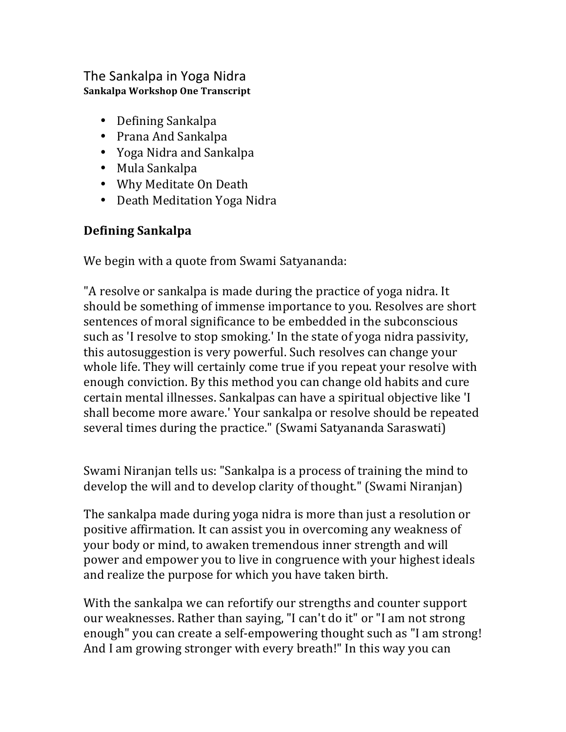# The Sankalpa in Yoga Nidra

**Sankalpa Workshop One Transcript**

- Defining Sankalpa
- Prana And Sankalpa
- Yoga Nidra and Sankalpa
- Mula Sankalpa
- Why Meditate On Death
- Death Meditation Yoga Nidra

## Defining Sankalpa

We begin with a quote from Swami Satyananda:

"A resolve or sankalpa is made during the practice of yoga nidra. It should be something of immense importance to you. Resolves are short sentences of moral significance to be embedded in the subconscious such as 'I resolve to stop smoking.' In the state of yoga nidra passivity, this autosuggestion is very powerful. Such resolves can change your whole life. They will certainly come true if you repeat your resolve with enough conviction. By this method you can change old habits and cure certain mental illnesses. Sankalpas can have a spiritual objective like 'I shall become more aware.' Your sankalpa or resolve should be repeated several times during the practice." (Swami Satyananda Saraswati)

Swami Niranjan tells us: "Sankalpa is a process of training the mind to develop the will and to develop clarity of thought." (Swami Niranjan)

The sankalpa made during yoga nidra is more than just a resolution or positive affirmation. It can assist you in overcoming any weakness of your body or mind, to awaken tremendous inner strength and will power and empower you to live in congruence with your highest ideals and realize the purpose for which you have taken birth.

With the sankalpa we can refortify our strengths and counter support our weaknesses. Rather than saying, "I can't do it" or "I am not strong enough" you can create a self-empowering thought such as "I am strong! And I am growing stronger with every breath!" In this way you can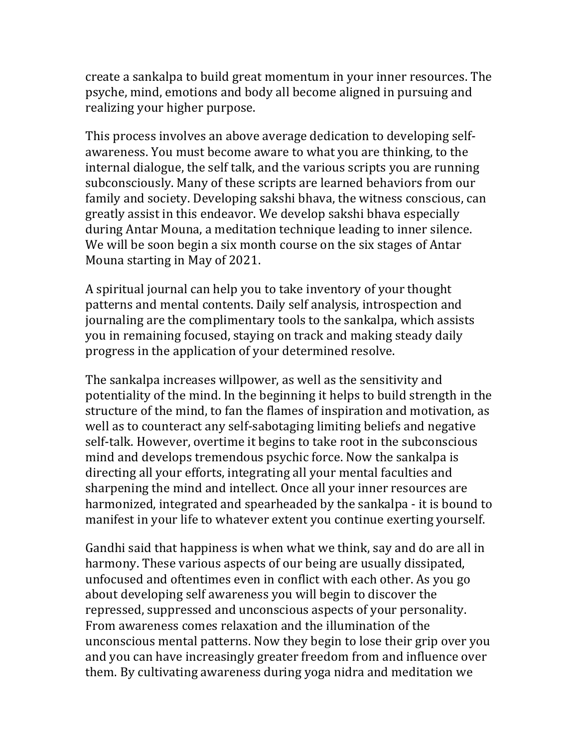create a sankalpa to build great momentum in your inner resources. The psyche, mind, emotions and body all become aligned in pursuing and realizing your higher purpose.

This process involves an above average dedication to developing self-awareness. You must become aware to what you are thinking, to the internal dialogue, the self talk, and the various scripts you are running subconsciously. Many of these scripts are learned behaviors from our family and society. Developing sakshi bhava, the witness conscious, can greatly assist in this endeavor. We develop sakshi bhava especially during Antar Mouna, a meditation technique leading to inner silence. We will be soon begin a six month course on the six stages of Antar Mouna starting in May of 2021.

A spiritual journal can help you to take inventory of your thought patterns and mental contents. Daily self analysis, introspection and journaling are the complimentary tools to the sankalpa, which assists you in remaining focused, staying on track and making steady daily progress in the application of your determined resolve.

The sankalpa increases willpower, as well as the sensitivity and potentiality of the mind. In the beginning it helps to build strength in the structure of the mind, to fan the flames of inspiration and motivation, as well as to counteract any self-sabotaging limiting beliefs and negative self-talk. However, overtime it begins to take root in the subconscious mind and develops tremendous psychic force. Now the sankalpa is directing all your efforts, integrating all your mental faculties and sharpening the mind and intellect. Once all your inner resources are harmonized, integrated and spearheaded by the sankalpa - it is bound to manifest in your life to whatever extent you continue exerting yourself.

Gandhi said that happiness is when what we think, say and do are all in harmony. These various aspects of our being are usually dissipated, unfocused and oftentimes even in conflict with each other. As you go about developing self awareness you will begin to discover the repressed, suppressed and unconscious aspects of your personality. From awareness comes relaxation and the illumination of the unconscious mental patterns. Now they begin to lose their grip over you and you can have increasingly greater freedom from and influence over them. By cultivating awareness during yoga nidra and meditation we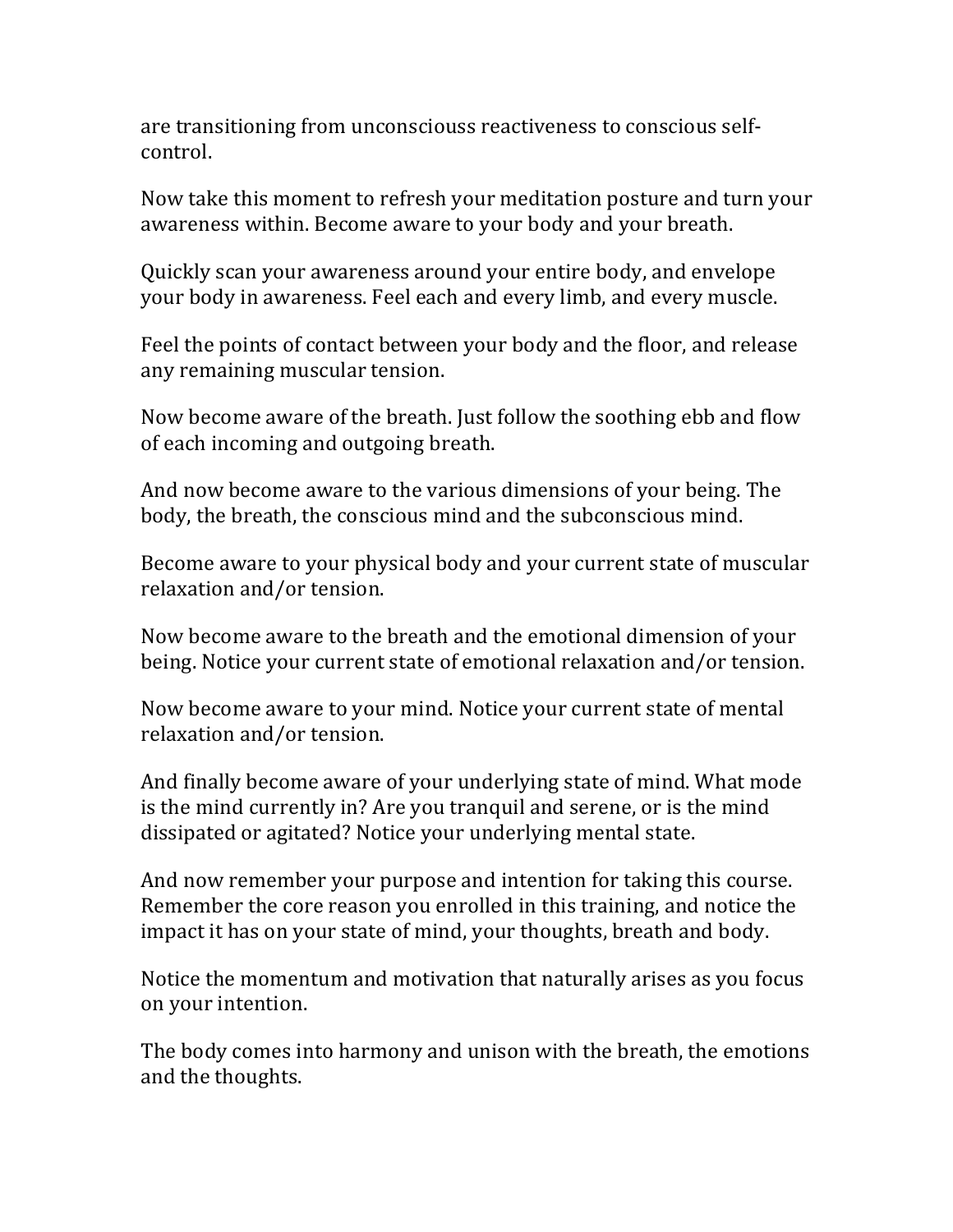are transitioning from unconsciouss reactiveness to conscious self-control.

Now take this moment to refresh your meditation posture and turn your awareness within. Become aware to your body and your breath.

Quickly scan your awareness around your entire body, and envelope your body in awareness. Feel each and every limb, and every muscle.

Feel the points of contact between your body and the floor, and release any remaining muscular tension.

Now become aware of the breath. Just follow the soothing ebb and flow of each incoming and outgoing breath.

And now become aware to the various dimensions of your being. The body, the breath, the conscious mind and the subconscious mind.

Become aware to your physical body and your current state of muscular relaxation and/or tension.

Now become aware to the breath and the emotional dimension of your being. Notice your current state of emotional relaxation and/or tension.

Now become aware to your mind. Notice your current state of mental relaxation and/or tension.

And finally become aware of your underlying state of mind. What mode is the mind currently in? Are you tranquil and serene, or is the mind dissipated or agitated? Notice your underlying mental state.

And now remember your purpose and intention for taking this course. Remember the core reason you enrolled in this training, and notice the impact it has on your state of mind, your thoughts, breath and body.

Notice the momentum and motivation that naturally arises as you focus on your intention.

The body comes into harmony and unison with the breath, the emotions and the thoughts.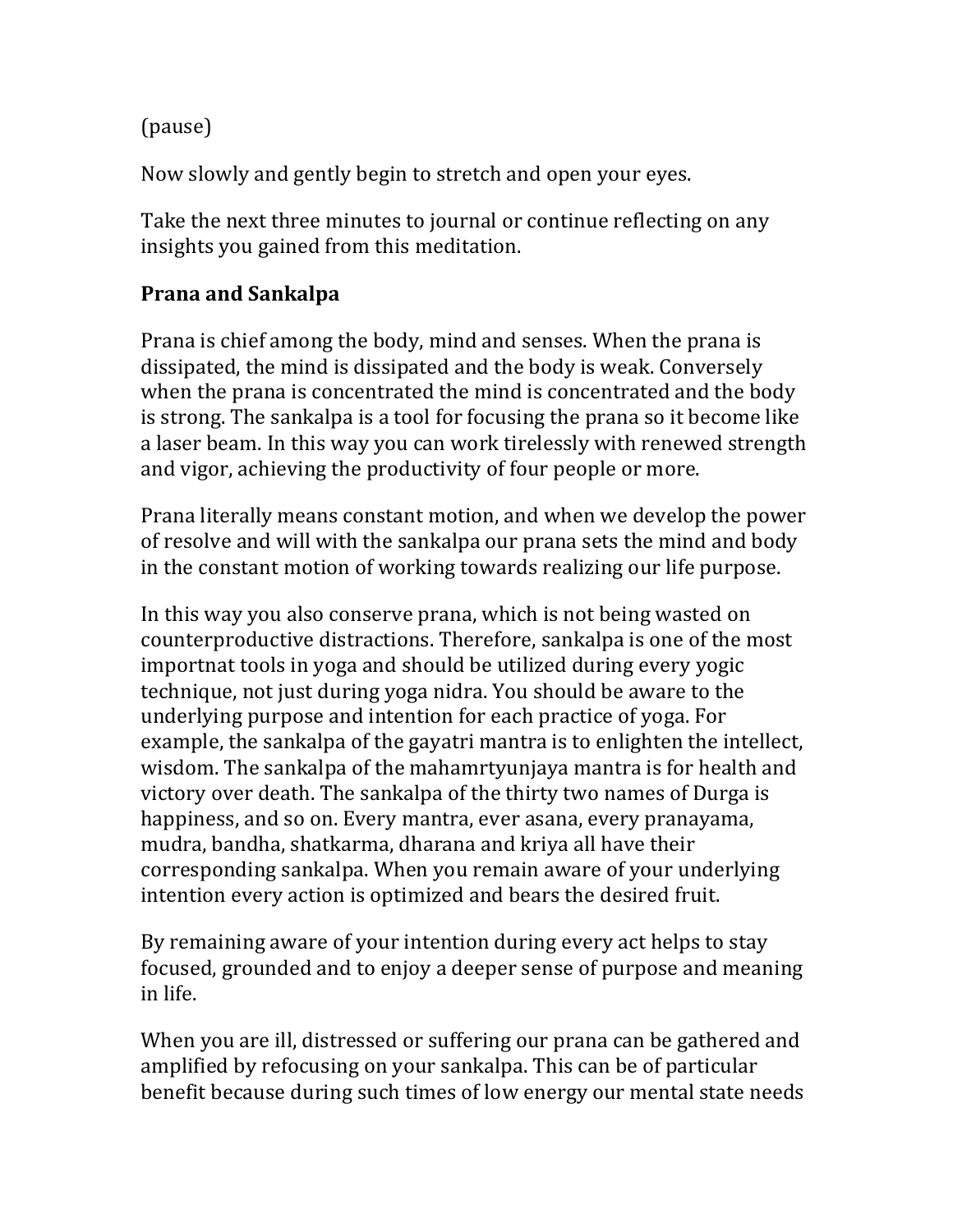(pause)

Now slowly and gently begin to stretch and open your eyes.

Take the next three minutes to journal or continue reflecting on any insights you gained from this meditation.

**Prana and Sankalpa**

Prana is chief among the body, mind and senses. When the prana is dissipated, the mind is dissipated and the body is weak. Conversely when the prana is concentrated the mind is concentrated and the body is strong. The sankalpa is a tool for focusing the prana so it become like a laser beam. In this way you can work tirelessly with renewed strength and vigor, achieving the productivity of four people or more.

Prana literally means constant motion, and when we develop the power of resolve and will with the sankalpa our prana sets the mind and body in the constant motion of working towards realizing our life purpose.

In this way you also conserve prana, which is not being wasted on counterproductive distractions. Therefore, sankalpa is one of the most importnat tools in yoga and should be utilized during every yogic technique, not just during yoga nidra. You should be aware to the underlying purpose and intention for each practice of yoga. For example, the sankalpa of the gayatri mantra is to enlighten the intellect, wisdom. The sankalpa of the mahamrtyunjaya mantra is for health and victory over death. The sankalpa of the thirty two names of Durga is happiness, and so on. Every mantra, ever asana, every pranayama, mudra, bandha, shatkarma, dharana and kriya all have their corresponding sankalpa. When you remain aware of your underlying intention every action is optimized and bears the desired fruit.

By remaining aware of your intention during every act helps to stay focused, grounded and to enjoy a deeper sense of purpose and meaning in life.

When you are ill, distressed or suffering our prana can be gathered and amplified by refocusing on your sankalpa. This can be of particular benefit because during such times of low energy our mental state needs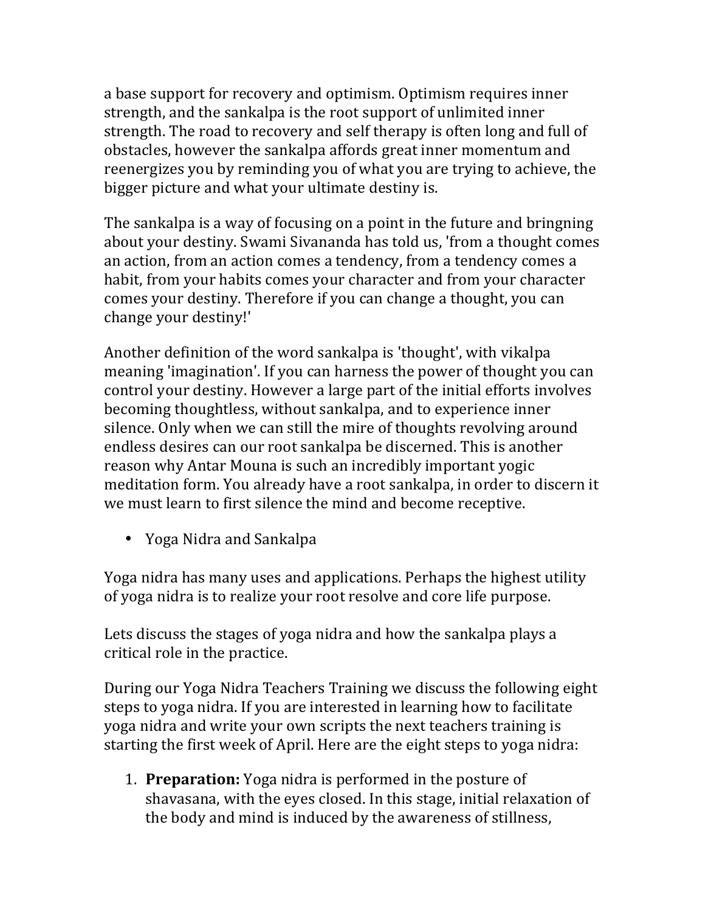a base support for recovery and optimism. Optimism requires inner strength, and the sankalpa is the root support of unlimited inner strength. The road to recovery and self therapy is often long and full of obstacles, however the sankalpa affords great inner momentum and reenergizes you by reminding you of what you are trying to achieve, the bigger picture and what your ultimate destiny is.

The sankalpa is a way of focusing on a point in the future and bringning about your destiny. Swami Sivananda has told us, 'from a thought comes an action, from an action comes a tendency, from a tendency comes a habit, from your habits comes your character and from your character comes your destiny. Therefore if you can change a thought, you can change your destiny!'

Another definition of the word sankalpa is 'thought', with vikalpa meaning 'imagination'. If you can harness the power of thought you can control your destiny. However a large part of the initial efforts involves becoming thoughtless, without sankalpa, and to experience inner silence. Only when we can still the mire of thoughts revolving around endless desires can our root sankalpa be discerned. This is another reason why Antar Mouna is such an incredibly important yogic meditation form. You already have a root sankalpa, in order to discern it we must learn to first silence the mind and become receptive.

- Yoga Nidra and Sankalpa

Yoga nidra has many uses and applications. Perhaps the highest utility of yoga nidra is to realize your root resolve and core life purpose.

Lets discuss the stages of yoga nidra and how the sankalpa plays a critical role in the practice.

During our Yoga Nidra Teachers Training we discuss the following eight steps to yoga nidra. If you are interested in learning how to facilitate yoga nidra and write your own scripts the next teachers training is starting the first week of April. Here are the eight steps to yoga nidra:

1. **Preparation:** Yoga nidra is performed in the posture of shavasana, with the eyes closed. In this stage, initial relaxation of the body and mind is induced by the awareness of stillness,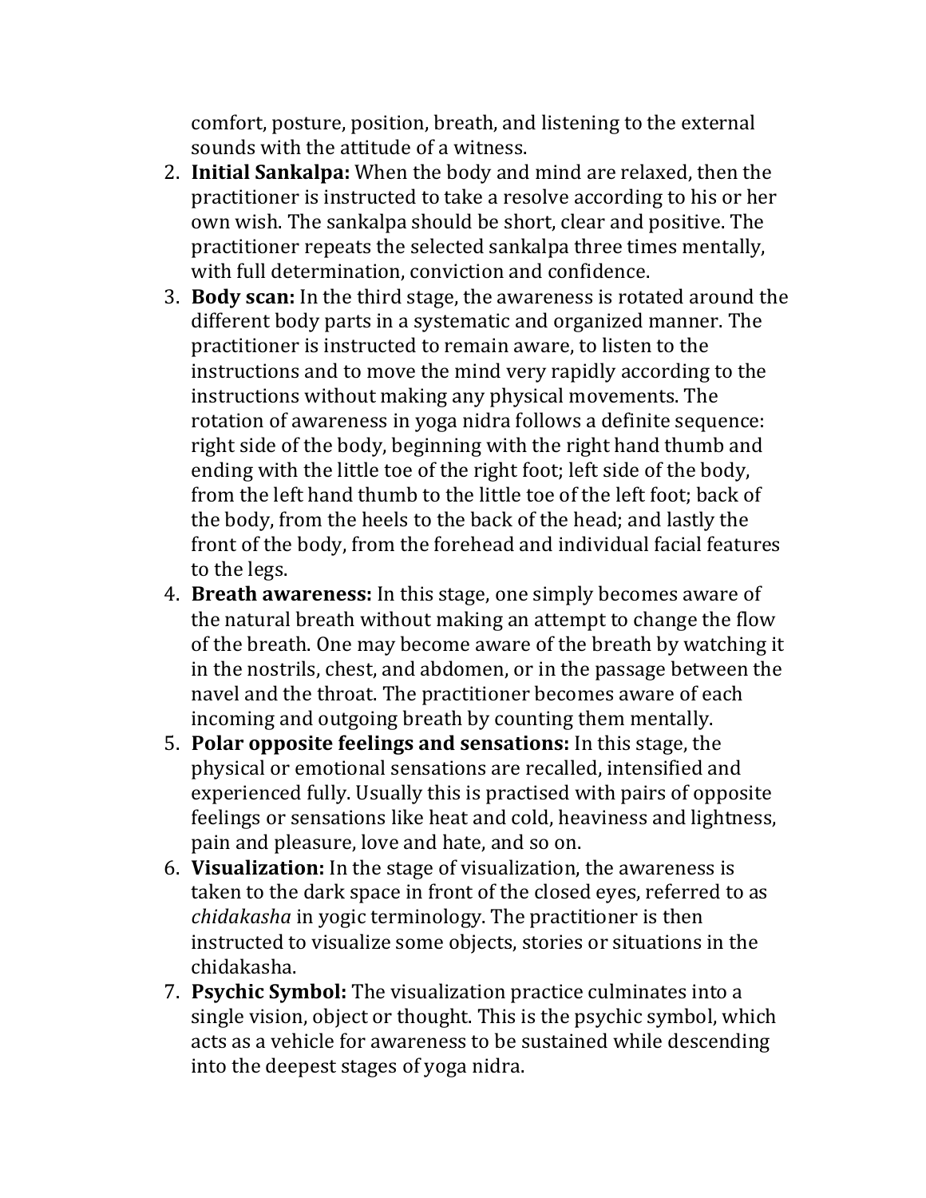comfort, posture, position, breath, and listening to the external sounds with the attitude of a witness.

2. **Initial Sankalpa:** When the body and mind are relaxed, then the practitioner is instructed to take a resolve according to his or her own wish. The sankalpa should be short, clear and positive. The practitioner repeats the selected sankalpa three times mentally, with full determination, conviction and confidence.
3. **Body scan:** In the third stage, the awareness is rotated around the different body parts in a systematic and organized manner. The practitioner is instructed to remain aware, to listen to the instructions and to move the mind very rapidly according to the instructions without making any physical movements. The rotation of awareness in yoga nidra follows a definite sequence: right side of the body, beginning with the right hand thumb and ending with the little toe of the right foot; left side of the body, from the left hand thumb to the little toe of the left foot; back of the body, from the heels to the back of the head; and lastly the front of the body, from the forehead and individual facial features to the legs.
4. **Breath awareness:** In this stage, one simply becomes aware of the natural breath without making an attempt to change the flow of the breath. One may become aware of the breath by watching it in the nostrils, chest, and abdomen, or in the passage between the navel and the throat. The practitioner becomes aware of each incoming and outgoing breath by counting them mentally.
5. **Polar opposite feelings and sensations:** In this stage, the physical or emotional sensations are recalled, intensified and experienced fully. Usually this is practised with pairs of opposite feelings or sensations like heat and cold, heaviness and lightness, pain and pleasure, love and hate, and so on.
6. **Visualization:** In the stage of visualization, the awareness is taken to the dark space in front of the closed eyes, referred to as *chidakasha* in yogic terminology. The practitioner is then instructed to visualize some objects, stories or situations in the chidakasha.
7. **Psychic Symbol:** The visualization practice culminates into a single vision, object or thought. This is the psychic symbol, which acts as a vehicle for awareness to be sustained while descending into the deepest stages of yoga nidra.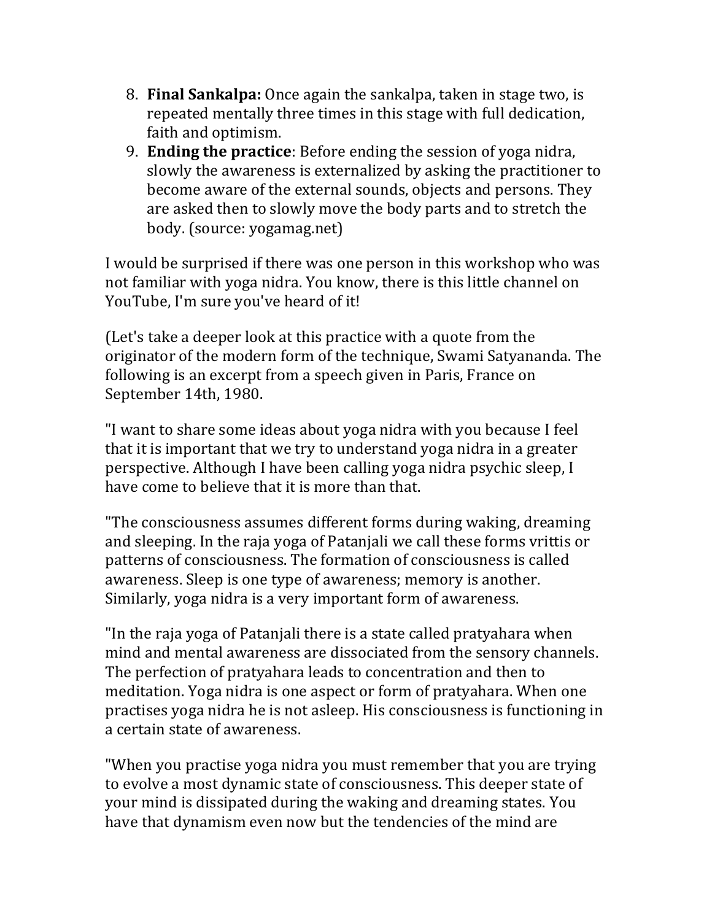8. **Final Sankalpa:** Once again the sankalpa, taken in stage two, is repeated mentally three times in this stage with full dedication, faith and optimism.
9. **Ending the practice**: Before ending the session of yoga nidra, slowly the awareness is externalized by asking the practitioner to become aware of the external sounds, objects and persons. They are asked then to slowly move the body parts and to stretch the body. (source: yogamag.net)

I would be surprised if there was one person in this workshop who was not familiar with yoga nidra. You know, there is this little channel on YouTube, I'm sure you've heard of it!

(Let's take a deeper look at this practice with a quote from the originator of the modern form of the technique, Swami Satyananda. The following is an excerpt from a speech given in Paris, France on September 14th, 1980.

"I want to share some ideas about yoga nidra with you because I feel that it is important that we try to understand yoga nidra in a greater perspective. Although I have been calling yoga nidra psychic sleep, I have come to believe that it is more than that.

"The consciousness assumes different forms during waking, dreaming and sleeping. In the raja yoga of Patanjali we call these forms vrittis or patterns of consciousness. The formation of consciousness is called awareness. Sleep is one type of awareness; memory is another. Similarly, yoga nidra is a very important form of awareness.

"In the raja yoga of Patanjali there is a state called pratyahara when mind and mental awareness are dissociated from the sensory channels. The perfection of pratyahara leads to concentration and then to meditation. Yoga nidra is one aspect or form of pratyahara. When one practises yoga nidra he is not asleep. His consciousness is functioning in a certain state of awareness.

"When you practise yoga nidra you must remember that you are trying to evolve a most dynamic state of consciousness. This deeper state of your mind is dissipated during the waking and dreaming states. You have that dynamism even now but the tendencies of the mind are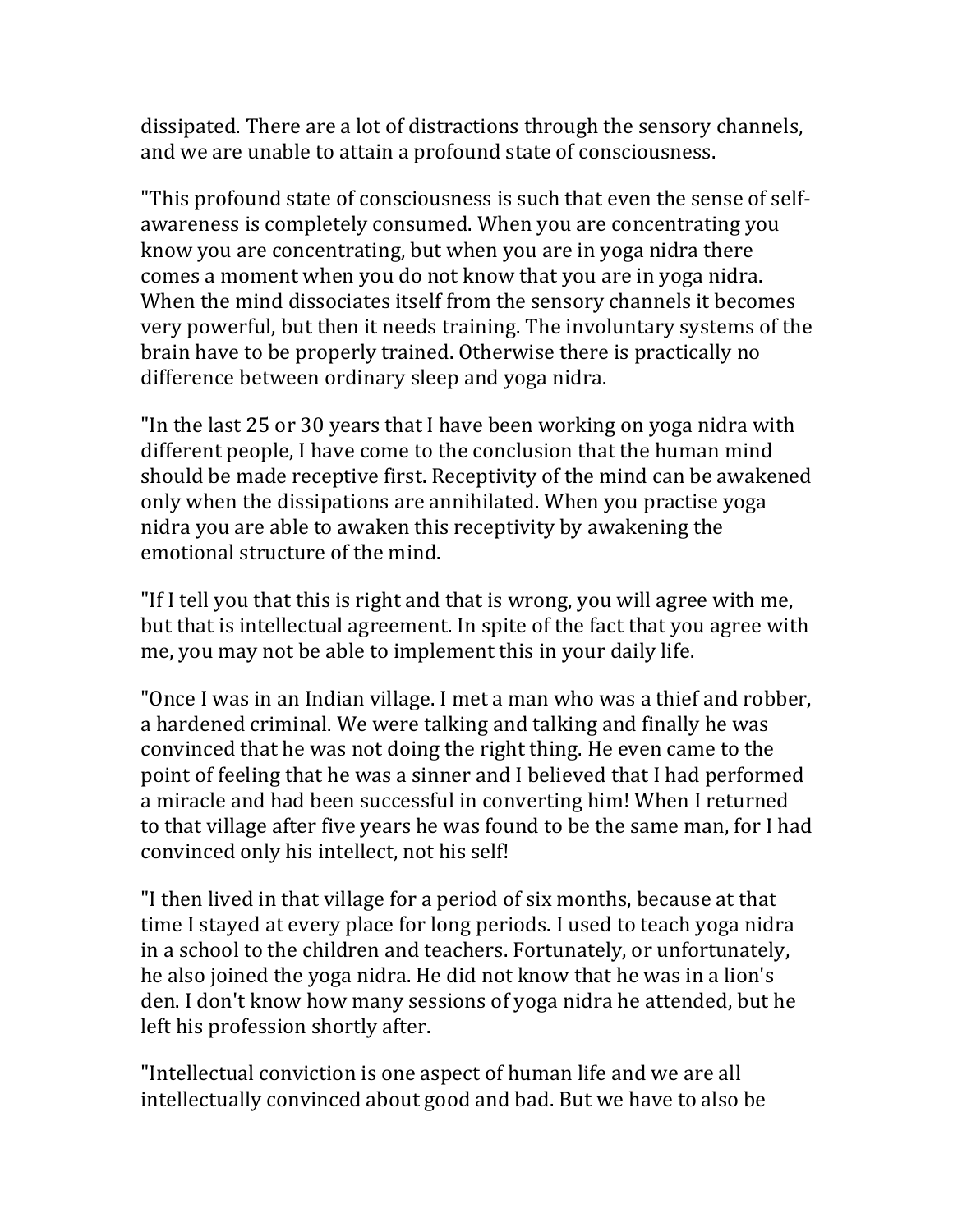dissipated. There are a lot of distractions through the sensory channels, and we are unable to attain a profound state of consciousness.

"This profound state of consciousness is such that even the sense of self-awareness is completely consumed. When you are concentrating you know you are concentrating, but when you are in yoga nidra there comes a moment when you do not know that you are in yoga nidra. When the mind dissociates itself from the sensory channels it becomes very powerful, but then it needs training. The involuntary systems of the brain have to be properly trained. Otherwise there is practically no difference between ordinary sleep and yoga nidra.

"In the last 25 or 30 years that I have been working on yoga nidra with different people, I have come to the conclusion that the human mind should be made receptive first. Receptivity of the mind can be awakened only when the dissipations are annihilated. When you practise yoga nidra you are able to awaken this receptivity by awakening the emotional structure of the mind.

"If I tell you that this is right and that is wrong, you will agree with me, but that is intellectual agreement. In spite of the fact that you agree with me, you may not be able to implement this in your daily life.

"Once I was in an Indian village. I met a man who was a thief and robber, a hardened criminal. We were talking and talking and finally he was convinced that he was not doing the right thing. He even came to the point of feeling that he was a sinner and I believed that I had performed a miracle and had been successful in converting him! When I returned to that village after five years he was found to be the same man, for I had convinced only his intellect, not his self!

"I then lived in that village for a period of six months, because at that time I stayed at every place for long periods. I used to teach yoga nidra in a school to the children and teachers. Fortunately, or unfortunately, he also joined the yoga nidra. He did not know that he was in a lion's den. I don't know how many sessions of yoga nidra he attended, but he left his profession shortly after.

"Intellectual conviction is one aspect of human life and we are all intellectually convinced about good and bad. But we have to also be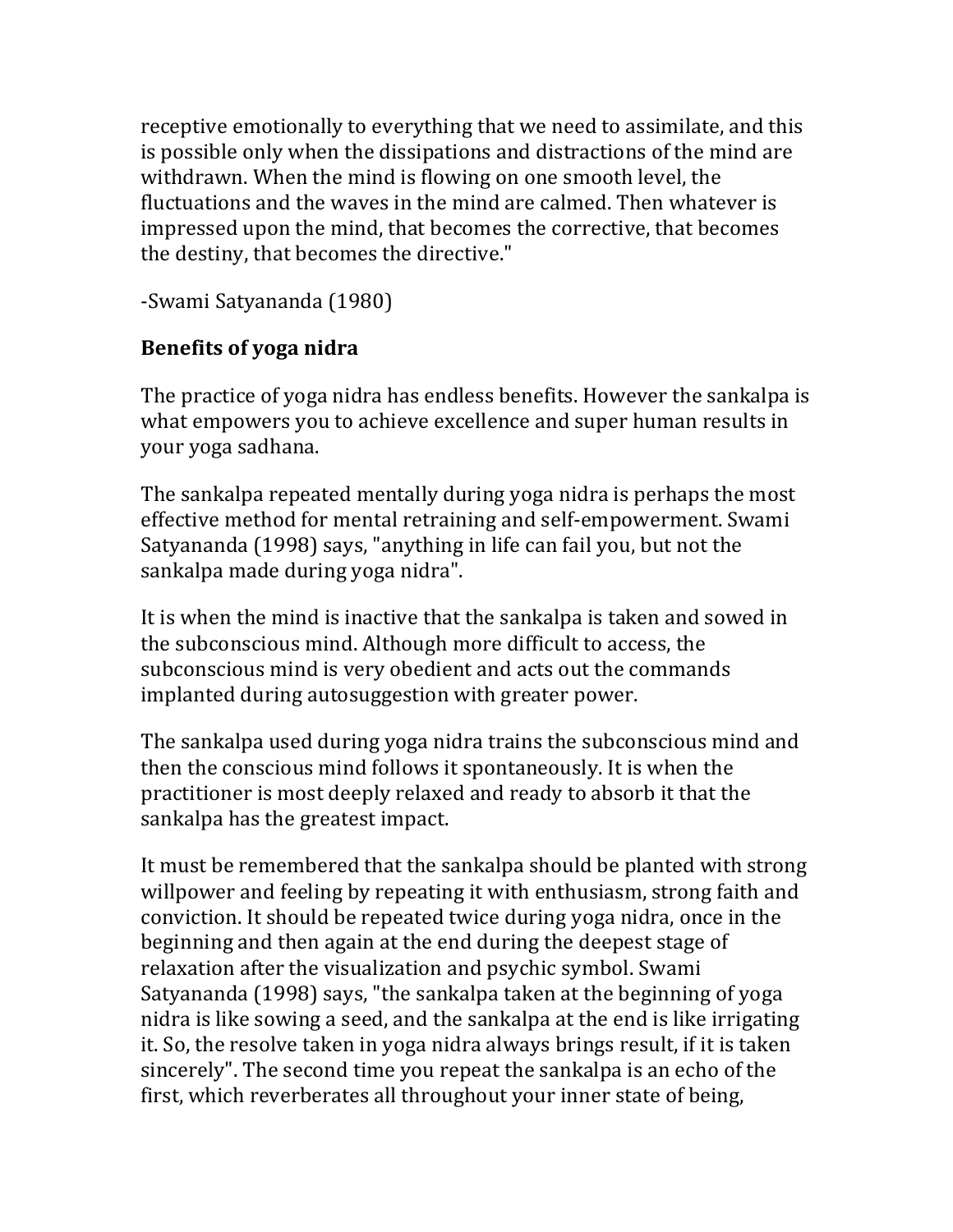receptive emotionally to everything that we need to assimilate, and this is possible only when the dissipations and distractions of the mind are withdrawn. When the mind is flowing on one smooth level, the fluctuations and the waves in the mind are calmed. Then whatever is impressed upon the mind, that becomes the corrective, that becomes the destiny, that becomes the directive."

-Swami Satyananda (1980)

## Benefits of yoga nidra

The practice of yoga nidra has endless benefits. However the sankalpa is what empowers you to achieve excellence and super human results in your yoga sadhana.

The sankalpa repeated mentally during yoga nidra is perhaps the most effective method for mental retraining and self-empowerment. Swami Satyananda (1998) says, "anything in life can fail you, but not the sankalpa made during yoga nidra".

It is when the mind is inactive that the sankalpa is taken and sowed in the subconscious mind. Although more difficult to access, the subconscious mind is very obedient and acts out the commands implanted during autosuggestion with greater power.

The sankalpa used during yoga nidra trains the subconscious mind and then the conscious mind follows it spontaneously. It is when the practitioner is most deeply relaxed and ready to absorb it that the sankalpa has the greatest impact.

It must be remembered that the sankalpa should be planted with strong willpower and feeling by repeating it with enthusiasm, strong faith and conviction. It should be repeated twice during yoga nidra, once in the beginning and then again at the end during the deepest stage of relaxation after the visualization and psychic symbol. Swami Satyananda (1998) says, "the sankalpa taken at the beginning of yoga nidra is like sowing a seed, and the sankalpa at the end is like irrigating it. So, the resolve taken in yoga nidra always brings result, if it is taken sincerely". The second time you repeat the sankalpa is an echo of the first, which reverberates all throughout your inner state of being,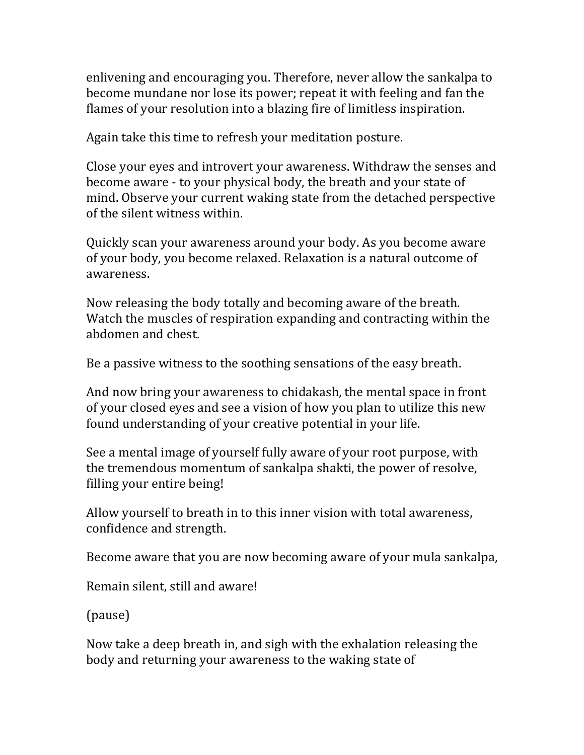enlivening and encouraging you. Therefore, never allow the sankalpa to become mundane nor lose its power; repeat it with feeling and fan the flames of your resolution into a blazing fire of limitless inspiration.

Again take this time to refresh your meditation posture.

Close your eyes and introvert your awareness. Withdraw the senses and become aware - to your physical body, the breath and your state of mind. Observe your current waking state from the detached perspective of the silent witness within.

Quickly scan your awareness around your body. As you become aware of your body, you become relaxed. Relaxation is a natural outcome of awareness.

Now releasing the body totally and becoming aware of the breath. Watch the muscles of respiration expanding and contracting within the abdomen and chest.

Be a passive witness to the soothing sensations of the easy breath.

And now bring your awareness to chidakash, the mental space in front of your closed eyes and see a vision of how you plan to utilize this new found understanding of your creative potential in your life.

See a mental image of yourself fully aware of your root purpose, with the tremendous momentum of sankalpa shakti, the power of resolve, filling your entire being!

Allow yourself to breath in to this inner vision with total awareness, confidence and strength.

Become aware that you are now becoming aware of your mula sankalpa,

Remain silent, still and aware!

(pause)

Now take a deep breath in, and sigh with the exhalation releasing the body and returning your awareness to the waking state of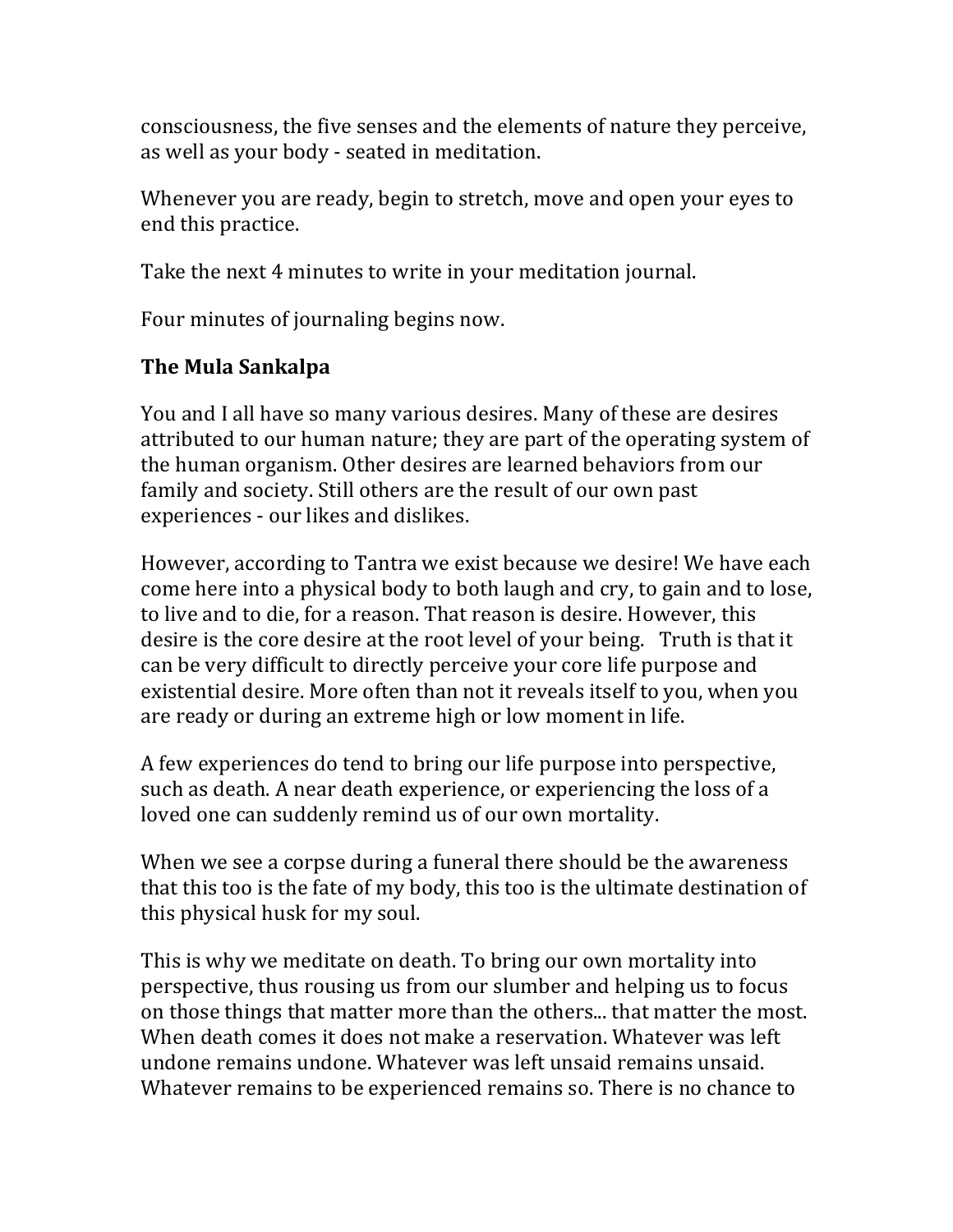consciousness, the five senses and the elements of nature they perceive, as well as your body - seated in meditation.

Whenever you are ready, begin to stretch, move and open your eyes to end this practice.

Take the next 4 minutes to write in your meditation journal.

Four minutes of journaling begins now.

**The Mula Sankalpa**

You and I all have so many various desires. Many of these are desires attributed to our human nature; they are part of the operating system of the human organism. Other desires are learned behaviors from our family and society. Still others are the result of our own past experiences - our likes and dislikes.

However, according to Tantra we exist because we desire! We have each come here into a physical body to both laugh and cry, to gain and to lose, to live and to die, for a reason. That reason is desire. However, this desire is the core desire at the root level of your being. Truth is that it can be very difficult to directly perceive your core life purpose and existential desire. More often than not it reveals itself to you, when you are ready or during an extreme high or low moment in life.

A few experiences do tend to bring our life purpose into perspective, such as death. A near death experience, or experiencing the loss of a loved one can suddenly remind us of our own mortality.

When we see a corpse during a funeral there should be the awareness that this too is the fate of my body, this too is the ultimate destination of this physical husk for my soul.

This is why we meditate on death. To bring our own mortality into perspective, thus rousing us from our slumber and helping us to focus on those things that matter more than the others... that matter the most. When death comes it does not make a reservation. Whatever was left undone remains undone. Whatever was left unsaid remains unsaid. Whatever remains to be experienced remains so. There is no chance to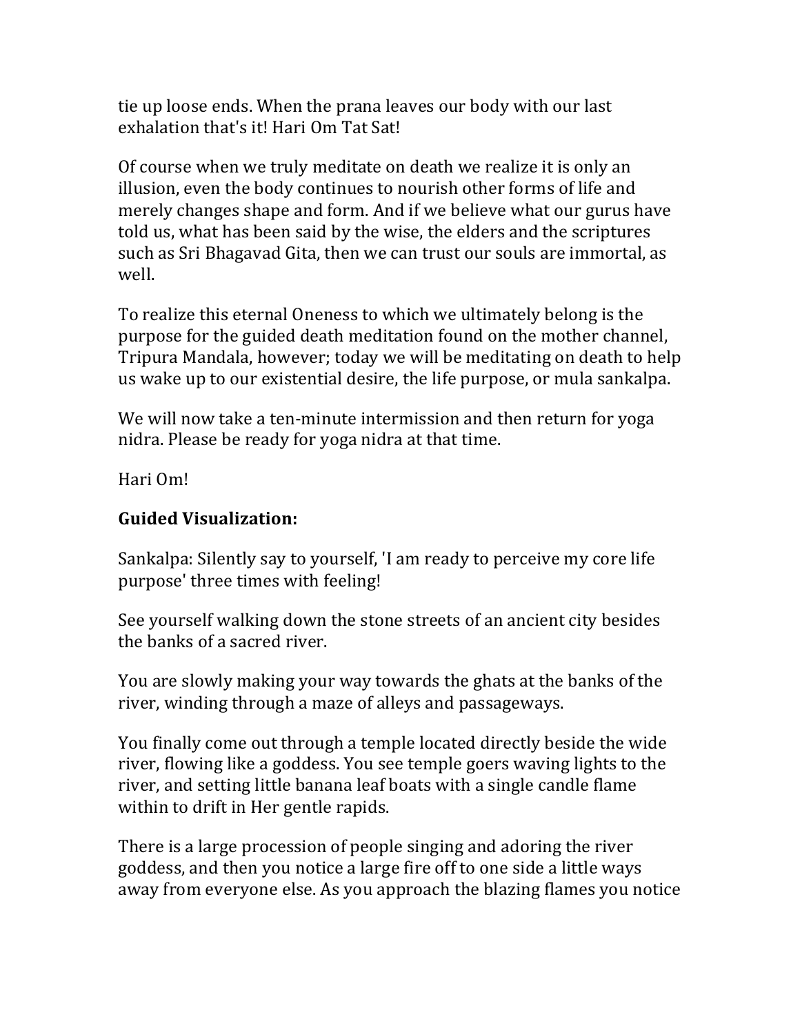tie up loose ends. When the prana leaves our body with our last exhalation that's it! Hari Om Tat Sat!

Of course when we truly meditate on death we realize it is only an illusion, even the body continues to nourish other forms of life and merely changes shape and form. And if we believe what our gurus have told us, what has been said by the wise, the elders and the scriptures such as Sri Bhagavad Gita, then we can trust our souls are immortal, as well.

To realize this eternal Oneness to which we ultimately belong is the purpose for the guided death meditation found on the mother channel, Tripura Mandala, however; today we will be meditating on death to help us wake up to our existential desire, the life purpose, or mula sankalpa.

We will now take a ten-minute intermission and then return for yoga nidra. Please be ready for yoga nidra at that time.

Hari Om!

**Guided Visualization:**

Sankalpa: Silently say to yourself, 'I am ready to perceive my core life purpose' three times with feeling!

See yourself walking down the stone streets of an ancient city besides the banks of a sacred river.

You are slowly making your way towards the ghats at the banks of the river, winding through a maze of alleys and passageways.

You finally come out through a temple located directly beside the wide river, flowing like a goddess. You see temple goers waving lights to the river, and setting little banana leaf boats with a single candle flame within to drift in Her gentle rapids.

There is a large procession of people singing and adoring the river goddess, and then you notice a large fire off to one side a little ways away from everyone else. As you approach the blazing flames you notice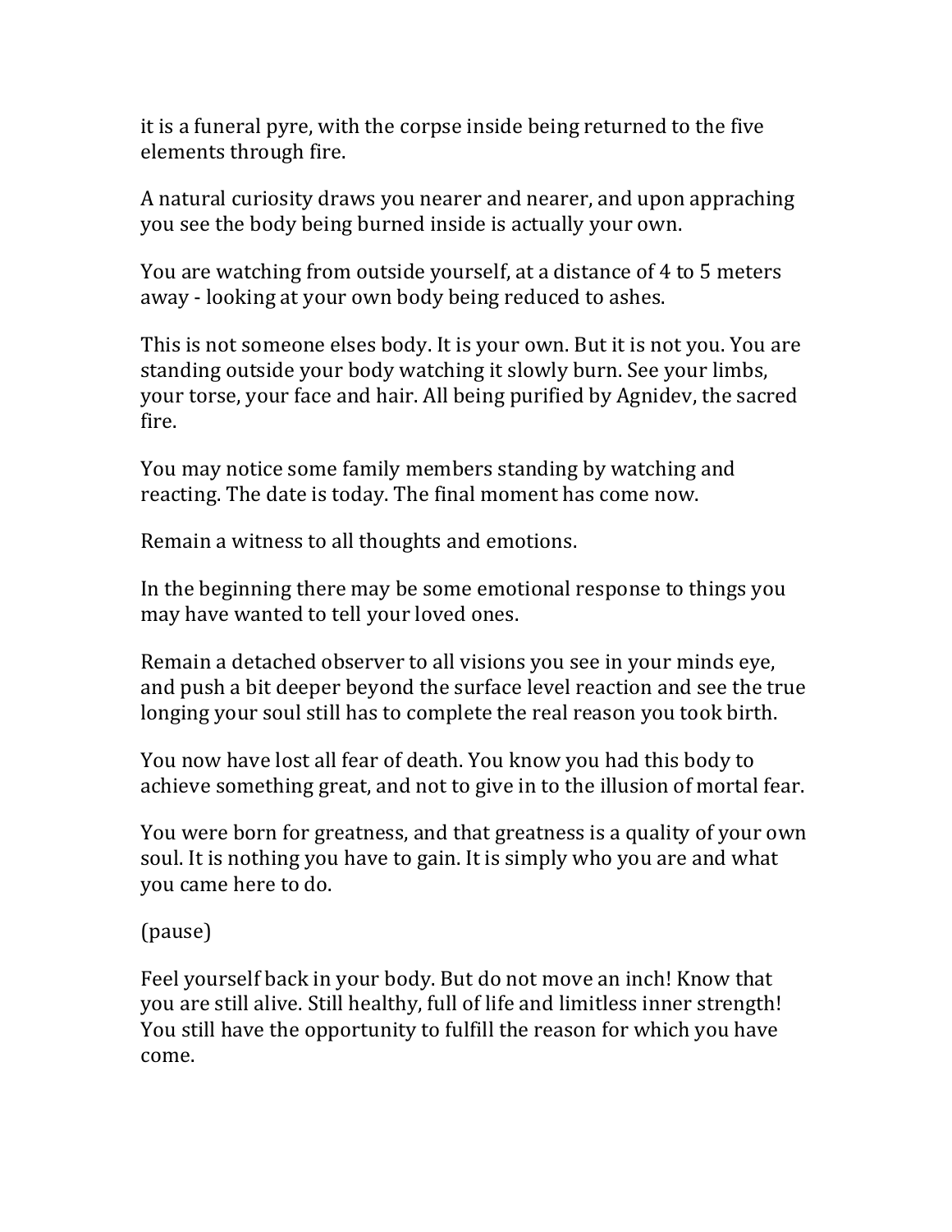it is a funeral pyre, with the corpse inside being returned to the five elements through fire.

A natural curiosity draws you nearer and nearer, and upon appraching you see the body being burned inside is actually your own.

You are watching from outside yourself, at a distance of 4 to 5 meters away - looking at your own body being reduced to ashes.

This is not someone elses body. It is your own. But it is not you. You are standing outside your body watching it slowly burn. See your limbs, your torse, your face and hair. All being purified by Agnidev, the sacred fire.

You may notice some family members standing by watching and reacting. The date is today. The final moment has come now.

Remain a witness to all thoughts and emotions.

In the beginning there may be some emotional response to things you may have wanted to tell your loved ones.

Remain a detached observer to all visions you see in your minds eye, and push a bit deeper beyond the surface level reaction and see the true longing your soul still has to complete the real reason you took birth.

You now have lost all fear of death. You know you had this body to achieve something great, and not to give in to the illusion of mortal fear.

You were born for greatness, and that greatness is a quality of your own soul. It is nothing you have to gain. It is simply who you are and what you came here to do.

(pause)

Feel yourself back in your body. But do not move an inch! Know that you are still alive. Still healthy, full of life and limitless inner strength! You still have the opportunity to fulfill the reason for which you have come.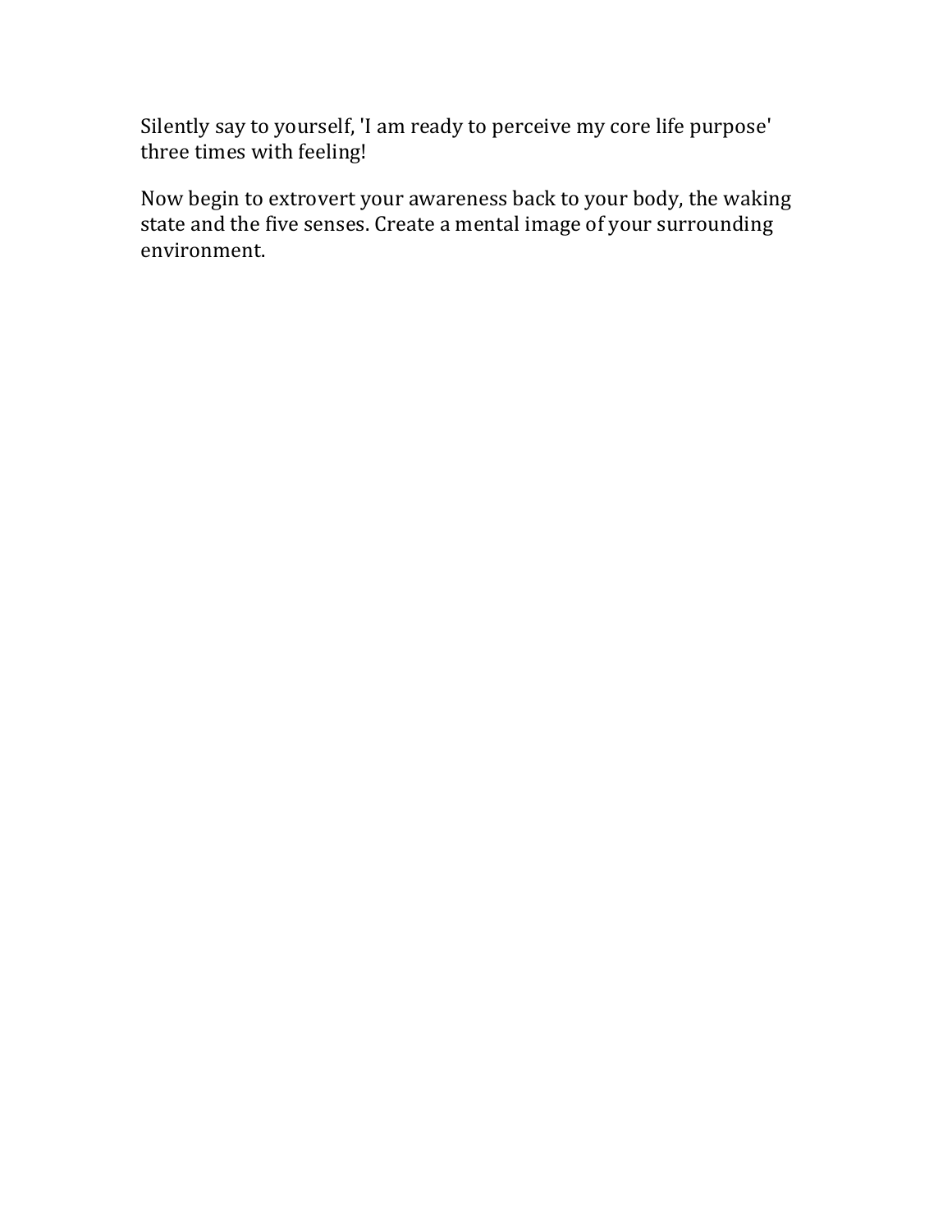Silently say to yourself, 'I am ready to perceive my core life purpose' three times with feeling!

Now begin to extrovert your awareness back to your body, the waking state and the five senses. Create a mental image of your surrounding environment.